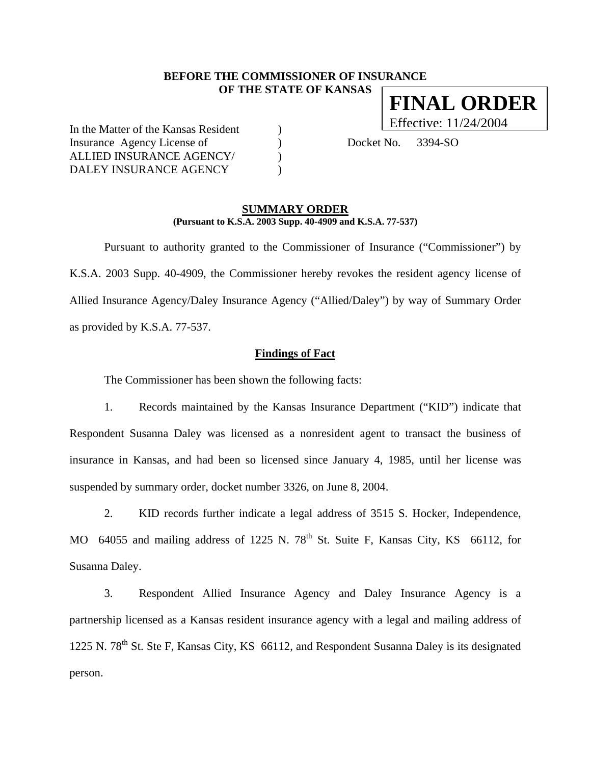**BEFORE THE COMMISSIONER OF INSURANCE**
**OF THE STATE OF KANSAS**

**FINAL ORDER**
Effective: 11/24/2004

In the Matter of the Kansas Resident )
Insurance Agency License of ) Docket No. 3394-SO
ALLIED INSURANCE AGENCY/ )
DALEY INSURANCE AGENCY )

## SUMMARY ORDER

**(Pursuant to K.S.A. 2003 Supp. 40-4909 and K.S.A. 77-537)**

Pursuant to authority granted to the Commissioner of Insurance ("Commissioner") by K.S.A. 2003 Supp. 40-4909, the Commissioner hereby revokes the resident agency license of Allied Insurance Agency/Daley Insurance Agency ("Allied/Daley") by way of Summary Order as provided by K.S.A. 77-537.

### Findings of Fact

The Commissioner has been shown the following facts:

1. Records maintained by the Kansas Insurance Department ("KID") indicate that Respondent Susanna Daley was licensed as a nonresident agent to transact the business of insurance in Kansas, and had been so licensed since January 4, 1985, until her license was suspended by summary order, docket number 3326, on June 8, 2004.

2. KID records further indicate a legal address of 3515 S. Hocker, Independence, MO 64055 and mailing address of 1225 N. 78th St. Suite F, Kansas City, KS 66112, for Susanna Daley.

3. Respondent Allied Insurance Agency and Daley Insurance Agency is a partnership licensed as a Kansas resident insurance agency with a legal and mailing address of 1225 N. 78th St. Ste F, Kansas City, KS 66112, and Respondent Susanna Daley is its designated person.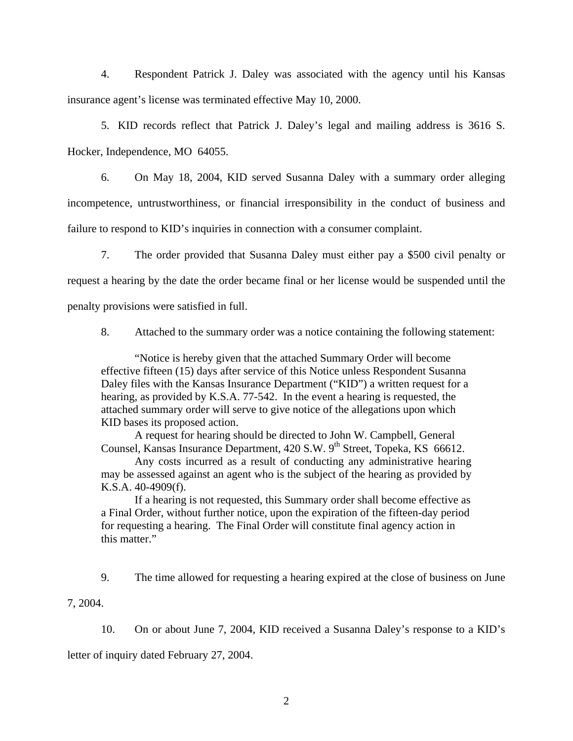4. Respondent Patrick J. Daley was associated with the agency until his Kansas insurance agent's license was terminated effective May 10, 2000.

5. KID records reflect that Patrick J. Daley's legal and mailing address is 3616 S. Hocker, Independence, MO 64055.

6. On May 18, 2004, KID served Susanna Daley with a summary order alleging incompetence, untrustworthiness, or financial irresponsibility in the conduct of business and failure to respond to KID's inquiries in connection with a consumer complaint.

7. The order provided that Susanna Daley must either pay a $500 civil penalty or request a hearing by the date the order became final or her license would be suspended until the penalty provisions were satisfied in full.

8. Attached to the summary order was a notice containing the following statement:

> "Notice is hereby given that the attached Summary Order will become effective fifteen (15) days after service of this Notice unless Respondent Susanna Daley files with the Kansas Insurance Department ("KID") a written request for a hearing, as provided by K.S.A. 77-542. In the event a hearing is requested, the attached summary order will serve to give notice of the allegations upon which KID bases its proposed action.
>
> A request for hearing should be directed to John W. Campbell, General Counsel, Kansas Insurance Department, 420 S.W. 9th Street, Topeka, KS 66612.
>
> Any costs incurred as a result of conducting any administrative hearing may be assessed against an agent who is the subject of the hearing as provided by K.S.A. 40-4909(f).
>
> If a hearing is not requested, this Summary order shall become effective as a Final Order, without further notice, upon the expiration of the fifteen-day period for requesting a hearing. The Final Order will constitute final agency action in this matter."

9. The time allowed for requesting a hearing expired at the close of business on June 7, 2004.

10. On or about June 7, 2004, KID received a Susanna Daley's response to a KID's letter of inquiry dated February 27, 2004.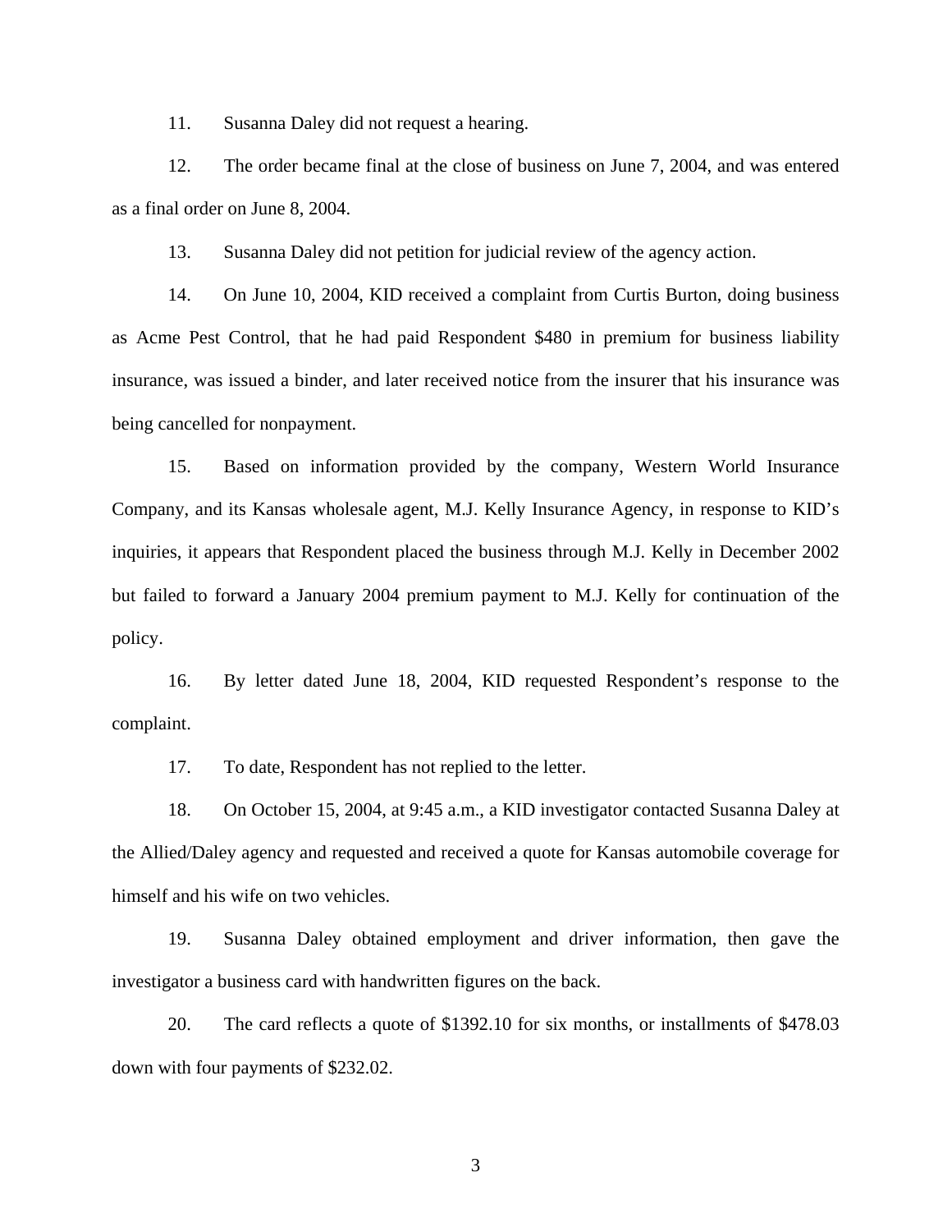11. Susanna Daley did not request a hearing.

12. The order became final at the close of business on June 7, 2004, and was entered as a final order on June 8, 2004.

13. Susanna Daley did not petition for judicial review of the agency action.

14. On June 10, 2004, KID received a complaint from Curtis Burton, doing business as Acme Pest Control, that he had paid Respondent $480 in premium for business liability insurance, was issued a binder, and later received notice from the insurer that his insurance was being cancelled for nonpayment.

15. Based on information provided by the company, Western World Insurance Company, and its Kansas wholesale agent, M.J. Kelly Insurance Agency, in response to KID's inquiries, it appears that Respondent placed the business through M.J. Kelly in December 2002 but failed to forward a January 2004 premium payment to M.J. Kelly for continuation of the policy.

16. By letter dated June 18, 2004, KID requested Respondent's response to the complaint.

17. To date, Respondent has not replied to the letter.

18. On October 15, 2004, at 9:45 a.m., a KID investigator contacted Susanna Daley at the Allied/Daley agency and requested and received a quote for Kansas automobile coverage for himself and his wife on two vehicles.

19. Susanna Daley obtained employment and driver information, then gave the investigator a business card with handwritten figures on the back.

20. The card reflects a quote of $1392.10 for six months, or installments of $478.03 down with four payments of $232.02.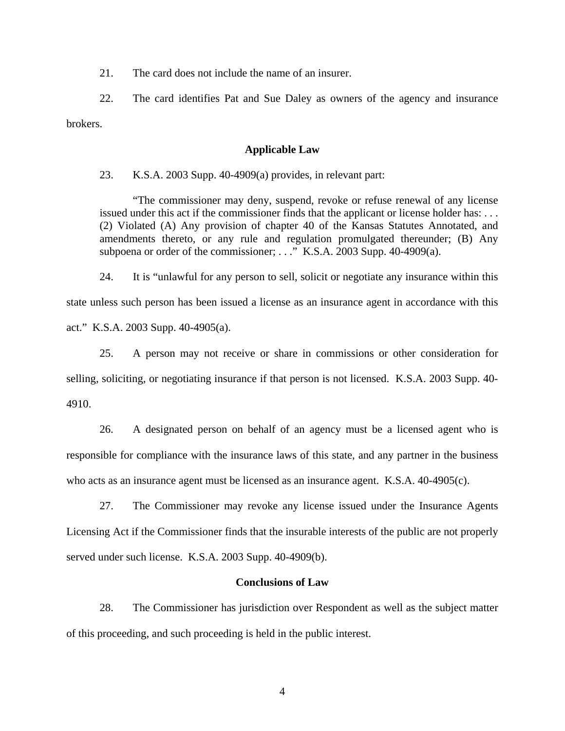21. The card does not include the name of an insurer.

22. The card identifies Pat and Sue Daley as owners of the agency and insurance brokers.

### Applicable Law

23. K.S.A. 2003 Supp. 40-4909(a) provides, in relevant part:

> "The commissioner may deny, suspend, revoke or refuse renewal of any license issued under this act if the commissioner finds that the applicant or license holder has: . . . (2) Violated (A) Any provision of chapter 40 of the Kansas Statutes Annotated, and amendments thereto, or any rule and regulation promulgated thereunder; (B) Any subpoena or order of the commissioner; . . ." K.S.A. 2003 Supp. 40-4909(a).

24. It is "unlawful for any person to sell, solicit or negotiate any insurance within this state unless such person has been issued a license as an insurance agent in accordance with this act." K.S.A. 2003 Supp. 40-4905(a).

25. A person may not receive or share in commissions or other consideration for selling, soliciting, or negotiating insurance if that person is not licensed. K.S.A. 2003 Supp. 40-4910.

26. A designated person on behalf of an agency must be a licensed agent who is responsible for compliance with the insurance laws of this state, and any partner in the business who acts as an insurance agent must be licensed as an insurance agent. K.S.A. 40-4905(c).

27. The Commissioner may revoke any license issued under the Insurance Agents Licensing Act if the Commissioner finds that the insurable interests of the public are not properly served under such license. K.S.A. 2003 Supp. 40-4909(b).

### Conclusions of Law

28. The Commissioner has jurisdiction over Respondent as well as the subject matter of this proceeding, and such proceeding is held in the public interest.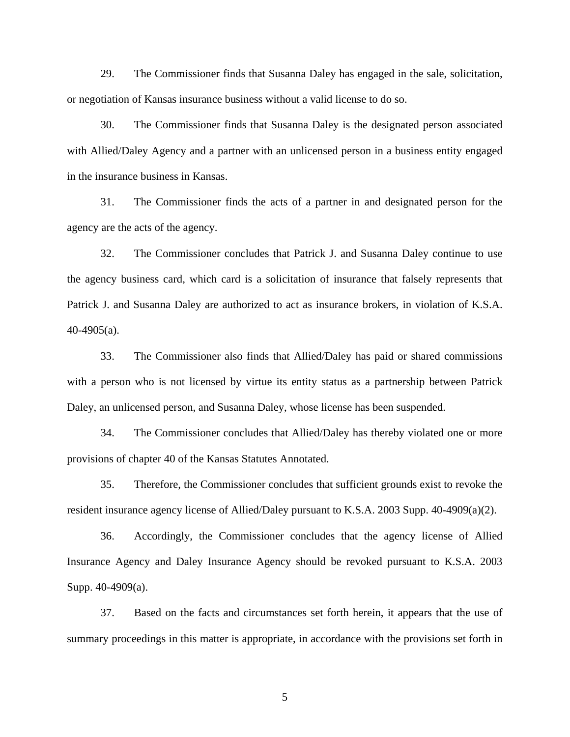29. The Commissioner finds that Susanna Daley has engaged in the sale, solicitation, or negotiation of Kansas insurance business without a valid license to do so.

30. The Commissioner finds that Susanna Daley is the designated person associated with Allied/Daley Agency and a partner with an unlicensed person in a business entity engaged in the insurance business in Kansas.

31. The Commissioner finds the acts of a partner in and designated person for the agency are the acts of the agency.

32. The Commissioner concludes that Patrick J. and Susanna Daley continue to use the agency business card, which card is a solicitation of insurance that falsely represents that Patrick J. and Susanna Daley are authorized to act as insurance brokers, in violation of K.S.A. 40-4905(a).

33. The Commissioner also finds that Allied/Daley has paid or shared commissions with a person who is not licensed by virtue its entity status as a partnership between Patrick Daley, an unlicensed person, and Susanna Daley, whose license has been suspended.

34. The Commissioner concludes that Allied/Daley has thereby violated one or more provisions of chapter 40 of the Kansas Statutes Annotated.

35. Therefore, the Commissioner concludes that sufficient grounds exist to revoke the resident insurance agency license of Allied/Daley pursuant to K.S.A. 2003 Supp. 40-4909(a)(2).

36. Accordingly, the Commissioner concludes that the agency license of Allied Insurance Agency and Daley Insurance Agency should be revoked pursuant to K.S.A. 2003 Supp. 40-4909(a).

37. Based on the facts and circumstances set forth herein, it appears that the use of summary proceedings in this matter is appropriate, in accordance with the provisions set forth in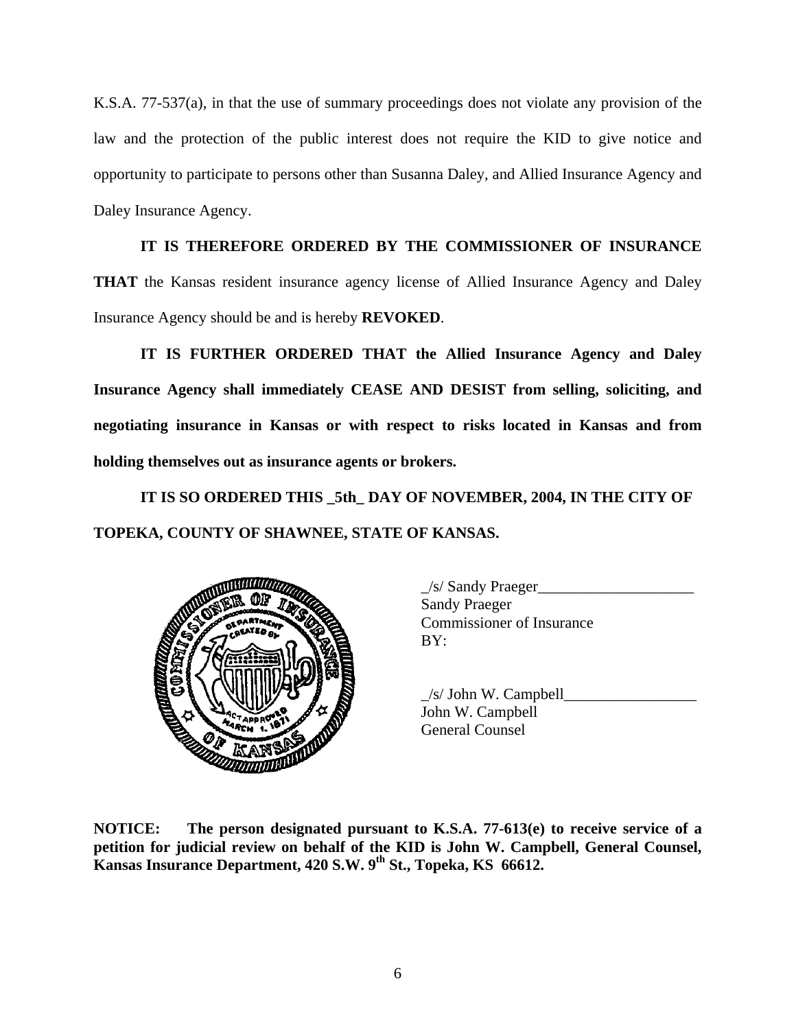K.S.A. 77-537(a), in that the use of summary proceedings does not violate any provision of the law and the protection of the public interest does not require the KID to give notice and opportunity to participate to persons other than Susanna Daley, and Allied Insurance Agency and Daley Insurance Agency.

**IT IS THEREFORE ORDERED BY THE COMMISSIONER OF INSURANCE THAT** the Kansas resident insurance agency license of Allied Insurance Agency and Daley Insurance Agency should be and is hereby **REVOKED**.

**IT IS FURTHER ORDERED THAT the Allied Insurance Agency and Daley Insurance Agency shall immediately CEASE AND DESIST from selling, soliciting, and negotiating insurance in Kansas or with respect to risks located in Kansas and from holding themselves out as insurance agents or brokers.**

**IT IS SO ORDERED THIS _5th_ DAY OF NOVEMBER, 2004, IN THE CITY OF TOPEKA, COUNTY OF SHAWNEE, STATE OF KANSAS.**

_/s/ Sandy Praeger____________________
Sandy Praeger
Commissioner of Insurance
BY:

_/s/ John W. Campbell_________________
John W. Campbell
General Counsel

**NOTICE: The person designated pursuant to K.S.A. 77-613(e) to receive service of a petition for judicial review on behalf of the KID is John W. Campbell, General Counsel, Kansas Insurance Department, 420 S.W. 9th St., Topeka, KS 66612.**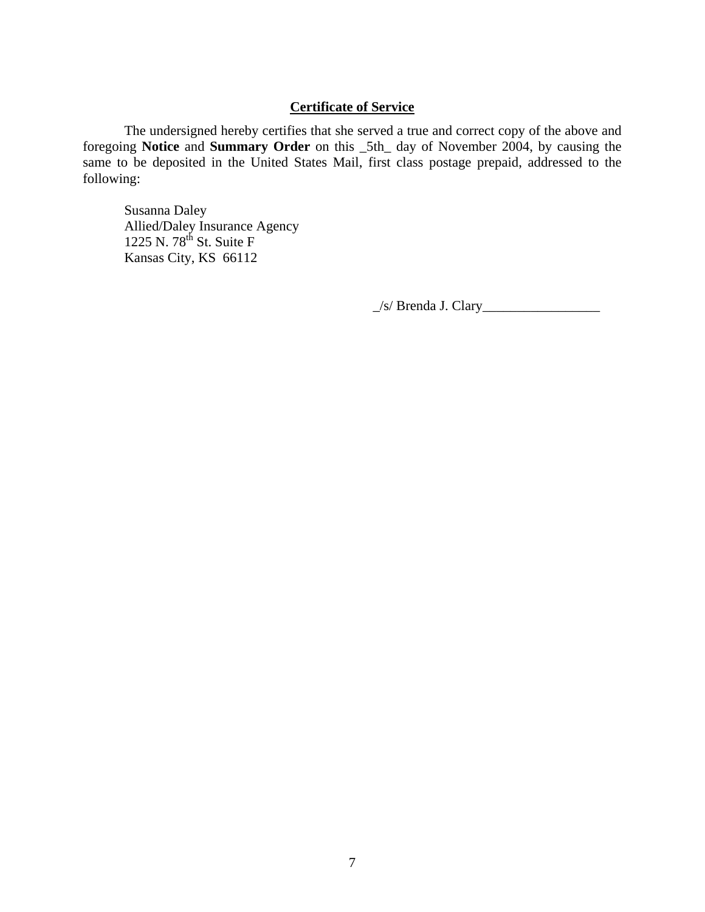## Certificate of Service

The undersigned hereby certifies that she served a true and correct copy of the above and foregoing **Notice** and **Summary Order** on this _5th_ day of November 2004, by causing the same to be deposited in the United States Mail, first class postage prepaid, addressed to the following:

Susanna Daley
Allied/Daley Insurance Agency
1225 N. 78th St. Suite F
Kansas City, KS 66112

_/s/ Brenda J. Clary_________________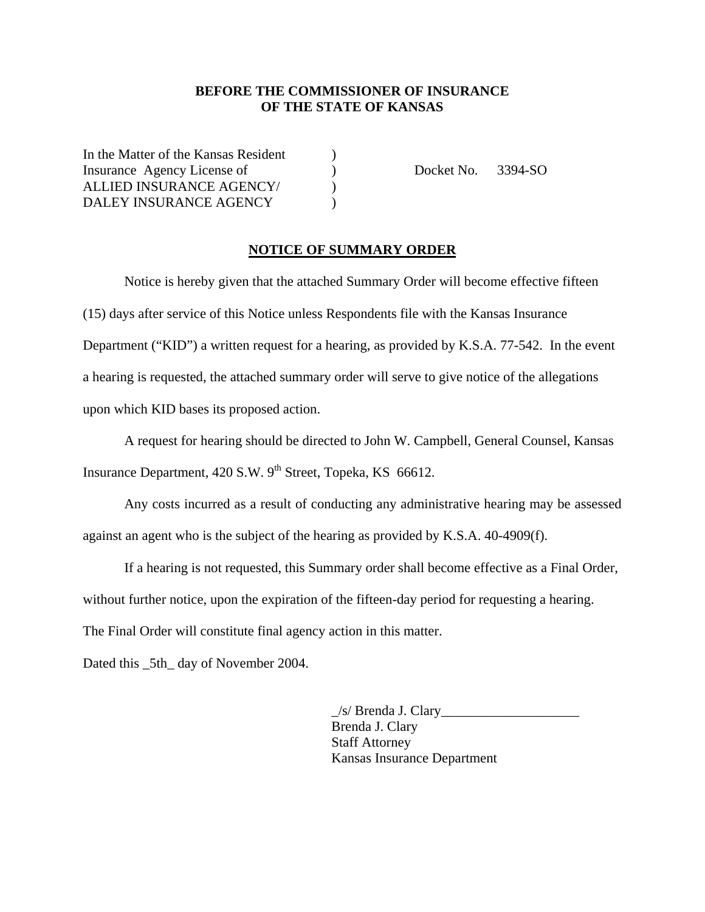**BEFORE THE COMMISSIONER OF INSURANCE**
**OF THE STATE OF KANSAS**

| | | |
|---|---|---|
| In the Matter of the Kansas Resident | ) | |
| Insurance Agency License of | ) | Docket No. 3394-SO |
| ALLIED INSURANCE AGENCY/ | ) | |
| DALEY INSURANCE AGENCY | ) | |

## NOTICE OF SUMMARY ORDER

Notice is hereby given that the attached Summary Order will become effective fifteen (15) days after service of this Notice unless Respondents file with the Kansas Insurance Department ("KID") a written request for a hearing, as provided by K.S.A. 77-542. In the event a hearing is requested, the attached summary order will serve to give notice of the allegations upon which KID bases its proposed action.

A request for hearing should be directed to John W. Campbell, General Counsel, Kansas Insurance Department, 420 S.W. 9th Street, Topeka, KS 66612.

Any costs incurred as a result of conducting any administrative hearing may be assessed against an agent who is the subject of the hearing as provided by K.S.A. 40-4909(f).

If a hearing is not requested, this Summary order shall become effective as a Final Order, without further notice, upon the expiration of the fifteen-day period for requesting a hearing. The Final Order will constitute final agency action in this matter.

Dated this _5th_ day of November 2004.

_/s/ Brenda J. Clary____________________
Brenda J. Clary
Staff Attorney
Kansas Insurance Department